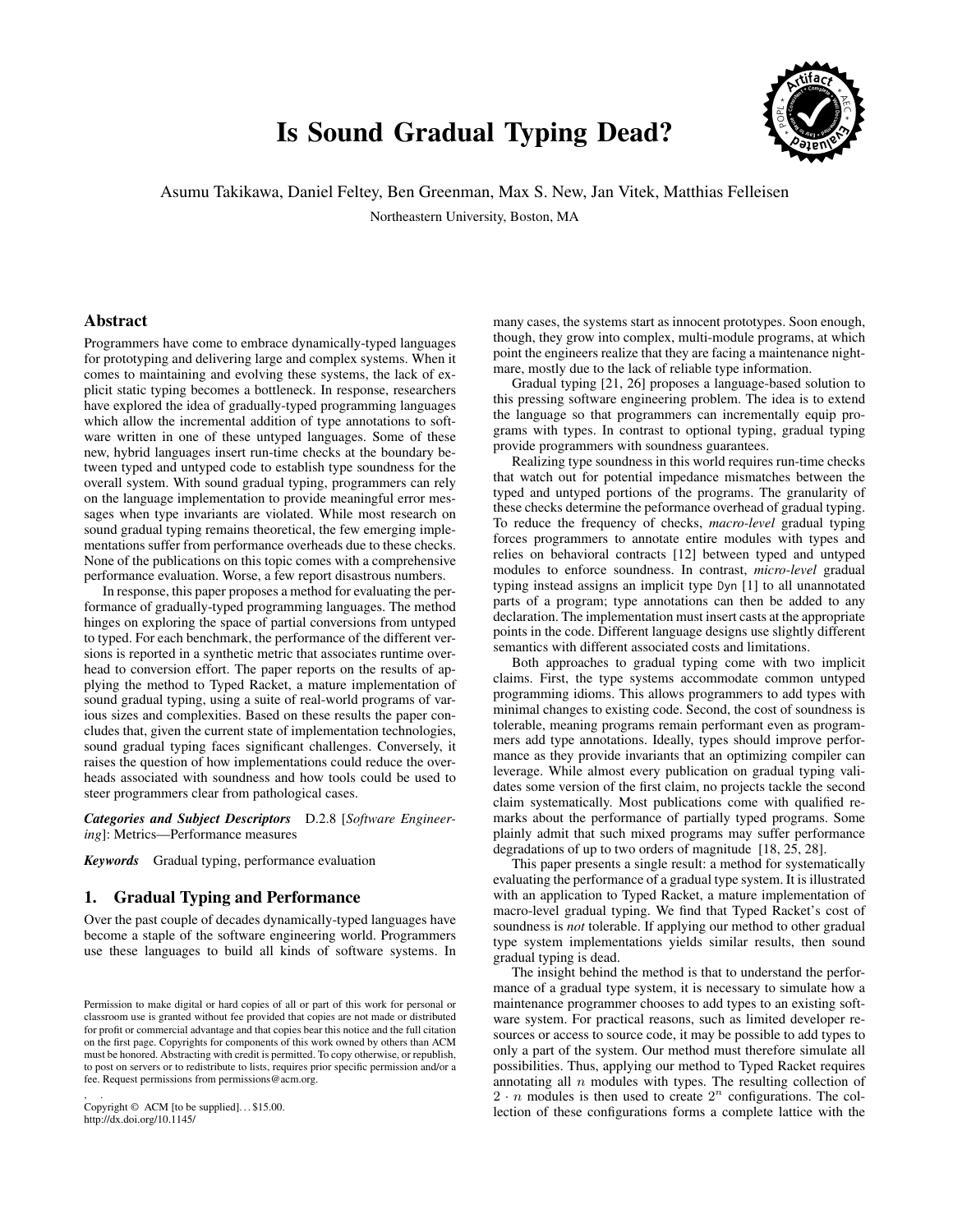# Is Sound Gradual Typing Dead?

Asumu Takikawa, Daniel Feltey, Ben Greenman, Max S. New, Jan Vitek, Matthias Felleisen

Northeastern University, Boston, MA

## Abstract

Programmers have come to embrace dynamically-typed languages for prototyping and delivering large and complex systems. When it comes to maintaining and evolving these systems, the lack of explicit static typing becomes a bottleneck. In response, researchers have explored the idea of gradually-typed programming languages which allow the incremental addition of type annotations to software written in one of these untyped languages. Some of these new, hybrid languages insert run-time checks at the boundary between typed and untyped code to establish type soundness for the overall system. With sound gradual typing, programmers can rely on the language implementation to provide meaningful error messages when type invariants are violated. While most research on sound gradual typing remains theoretical, the few emerging implementations suffer from performance overheads due to these checks. None of the publications on this topic comes with a comprehensive performance evaluation. Worse, a few report disastrous numbers.

In response, this paper proposes a method for evaluating the performance of gradually-typed programming languages. The method hinges on exploring the space of partial conversions from untyped to typed. For each benchmark, the performance of the different versions is reported in a synthetic metric that associates runtime overhead to conversion effort. The paper reports on the results of applying the method to Typed Racket, a mature implementation of sound gradual typing, using a suite of real-world programs of various sizes and complexities. Based on these results the paper concludes that, given the current state of implementation technologies, sound gradual typing faces significant challenges. Conversely, it raises the question of how implementations could reduce the overheads associated with soundness and how tools could be used to steer programmers clear from pathological cases.

***Categories and Subject Descriptors*** D.2.8 [*Software Engineering*]: Metrics—Performance measures

***Keywords*** Gradual typing, performance evaluation

## 1. Gradual Typing and Performance

Over the past couple of decades dynamically-typed languages have become a staple of the software engineering world. Programmers use these languages to build all kinds of software systems. In many cases, the systems start as innocent prototypes. Soon enough, though, they grow into complex, multi-module programs, at which point the engineers realize that they are facing a maintenance nightmare, mostly due to the lack of reliable type information.

Gradual typing [21, 26] proposes a language-based solution to this pressing software engineering problem. The idea is to extend the language so that programmers can incrementally equip programs with types. In contrast to optional typing, gradual typing provide programmers with soundness guarantees.

Realizing type soundness in this world requires run-time checks that watch out for potential impedance mismatches between the typed and untyped portions of the programs. The granularity of these checks determine the peformance overhead of gradual typing. To reduce the frequency of checks, *macro-level* gradual typing forces programmers to annotate entire modules with types and relies on behavioral contracts [12] between typed and untyped modules to enforce soundness. In contrast, *micro-level* gradual typing instead assigns an implicit type `Dyn` [1] to all unannotated parts of a program; type annotations can then be added to any declaration. The implementation must insert casts at the appropriate points in the code. Different language designs use slightly different semantics with different associated costs and limitations.

Both approaches to gradual typing come with two implicit claims. First, the type systems accommodate common untyped programming idioms. This allows programmers to add types with minimal changes to existing code. Second, the cost of soundness is tolerable, meaning programs remain performant even as programmers add type annotations. Ideally, types should improve performance as they provide invariants that an optimizing compiler can leverage. While almost every publication on gradual typing validates some version of the first claim, no projects tackle the second claim systematically. Most publications come with qualified remarks about the performance of partially typed programs. Some plainly admit that such mixed programs may suffer performance degradations of up to two orders of magnitude [18, 25, 28].

This paper presents a single result: a method for systematically evaluating the performance of a gradual type system. It is illustrated with an application to Typed Racket, a mature implementation of macro-level gradual typing. We find that Typed Racket's cost of soundness is *not* tolerable. If applying our method to other gradual type system implementations yields similar results, then sound gradual typing is dead.

The insight behind the method is that to understand the performance of a gradual type system, it is necessary to simulate how a maintenance programmer chooses to add types to an existing software system. For practical reasons, such as limited developer resources or access to source code, it may be possible to add types to only a part of the system. Our method must therefore simulate all possibilities. Thus, applying our method to Typed Racket requires annotating all $n$ modules with types. The resulting collection of $2 \cdot n$ modules is then used to create $2^n$ configurations. The collection of these configurations forms a complete lattice with the

Permission to make digital or hard copies of all or part of this work for personal or classroom use is granted without fee provided that copies are not made or distributed for profit or commercial advantage and that copies bear this notice and the full citation on the first page. Copyrights for components of this work owned by others than ACM must be honored. Abstracting with credit is permitted. To copy otherwise, or republish, to post on servers or to redistribute to lists, requires prior specific permission and/or a fee. Request permissions from permissions@acm.org.

Copyright © ACM [to be supplied]. . . $15.00.
http://dx.doi.org/10.1145/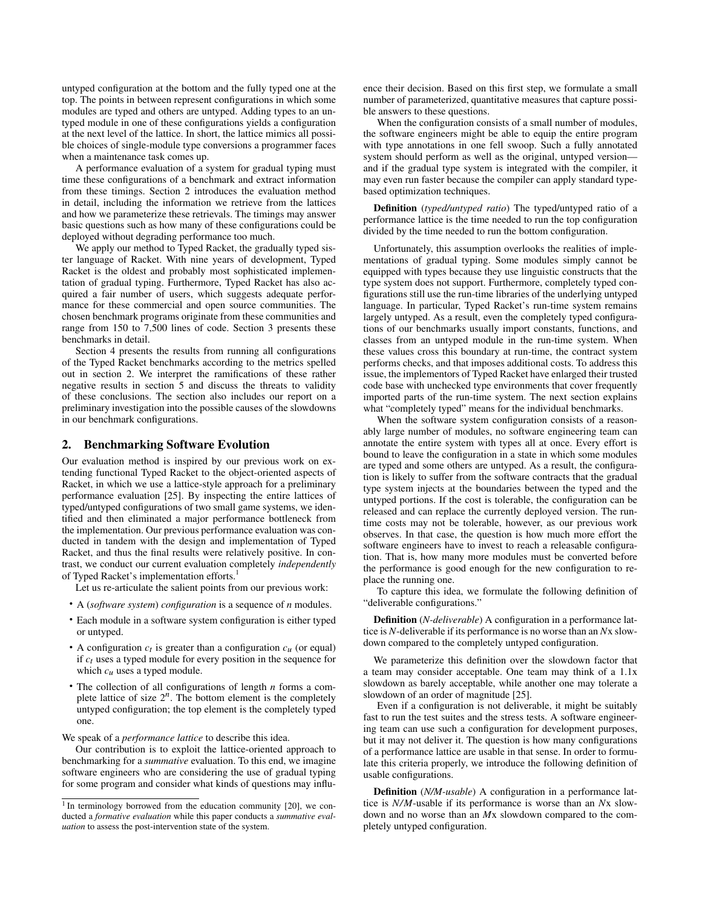untyped configuration at the bottom and the fully typed one at the top. The points in between represent configurations in which some modules are typed and others are untyped. Adding types to an untyped module in one of these configurations yields a configuration at the next level of the lattice. In short, the lattice mimics all possible choices of single-module type conversions a programmer faces when a maintenance task comes up.

A performance evaluation of a system for gradual typing must time these configurations of a benchmark and extract information from these timings. Section 2 introduces the evaluation method in detail, including the information we retrieve from the lattices and how we parameterize these retrievals. The timings may answer basic questions such as how many of these configurations could be deployed without degrading performance too much.

We apply our method to Typed Racket, the gradually typed sister language of Racket. With nine years of development, Typed Racket is the oldest and probably most sophisticated implementation of gradual typing. Furthermore, Typed Racket has also acquired a fair number of users, which suggests adequate performance for these commercial and open source communities. The chosen benchmark programs originate from these communities and range from 150 to 7,500 lines of code. Section 3 presents these benchmarks in detail.

Section 4 presents the results from running all configurations of the Typed Racket benchmarks according to the metrics spelled out in section 2. We interpret the ramifications of these rather negative results in section 5 and discuss the threats to validity of these conclusions. The section also includes our report on a preliminary investigation into the possible causes of the slowdowns in our benchmark configurations.

## 2. Benchmarking Software Evolution

Our evaluation method is inspired by our previous work on extending functional Typed Racket to the object-oriented aspects of Racket, in which we use a lattice-style approach for a preliminary performance evaluation [25]. By inspecting the entire lattices of typed/untyped configurations of two small game systems, we identified and then eliminated a major performance bottleneck from the implementation. Our previous performance evaluation was conducted in tandem with the design and implementation of Typed Racket, and thus the final results were relatively positive. In contrast, we conduct our current evaluation completely *independently* of Typed Racket's implementation efforts.[1]

Let us re-articulate the salient points from our previous work:

- A (*software system*) *configuration* is a sequence of *n* modules.
- Each module in a software system configuration is either typed or untyped.
- A configuration $c_t$ is greater than a configuration $c_u$ (or equal) if $c_t$ uses a typed module for every position in the sequence for which $c_u$ uses a typed module.
- The collection of all configurations of length *n* forms a complete lattice of size $2^n$. The bottom element is the completely untyped configuration; the top element is the completely typed one.

We speak of a *performance lattice* to describe this idea.

Our contribution is to exploit the lattice-oriented approach to benchmarking for a *summative* evaluation. To this end, we imagine software engineers who are considering the use of gradual typing for some program and consider what kinds of questions may influence their decision. Based on this first step, we formulate a small number of parameterized, quantitative measures that capture possible answers to these questions.

When the configuration consists of a small number of modules, the software engineers might be able to equip the entire program with type annotations in one fell swoop. Such a fully annotated system should perform as well as the original, untyped version—and if the gradual type system is integrated with the compiler, it may even run faster because the compiler can apply standard type-based optimization techniques.

**Definition** (*typed/untyped ratio*) The typed/untyped ratio of a performance lattice is the time needed to run the top configuration divided by the time needed to run the bottom configuration.

Unfortunately, this assumption overlooks the realities of implementations of gradual typing. Some modules simply cannot be equipped with types because they use linguistic constructs that the type system does not support. Furthermore, completely typed configurations still use the run-time libraries of the underlying untyped language. In particular, Typed Racket's run-time system remains largely untyped. As a result, even the completely typed configurations of our benchmarks usually import constants, functions, and classes from an untyped module in the run-time system. When these values cross this boundary at run-time, the contract system performs checks, and that imposes additional costs. To address this issue, the implementors of Typed Racket have enlarged their trusted code base with unchecked type environments that cover frequently imported parts of the run-time system. The next section explains what "completely typed" means for the individual benchmarks.

When the software system configuration consists of a reasonably large number of modules, no software engineering team can annotate the entire system with types all at once. Every effort is bound to leave the configuration in a state in which some modules are typed and some others are untyped. As a result, the configuration is likely to suffer from the software contracts that the gradual type system injects at the boundaries between the typed and the untyped portions. If the cost is tolerable, the configuration can be released and can replace the currently deployed version. The run-time costs may not be tolerable, however, as our previous work observes. In that case, the question is how much more effort the software engineers have to invest to reach a releasable configuration. That is, how many more modules must be converted before the performance is good enough for the new configuration to replace the running one.

To capture this idea, we formulate the following definition of "deliverable configurations."

**Definition** (*N-deliverable*) A configuration in a performance lattice is *N*-deliverable if its performance is no worse than an *N*x slowdown compared to the completely untyped configuration.

We parameterize this definition over the slowdown factor that a team may consider acceptable. One team may think of a 1.1x slowdown as barely acceptable, while another one may tolerate a slowdown of an order of magnitude [25].

Even if a configuration is not deliverable, it might be suitably fast to run the test suites and the stress tests. A software engineering team can use such a configuration for development purposes, but it may not deliver it. The question is how many configurations of a performance lattice are usable in that sense. In order to formulate this criteria properly, we introduce the following definition of usable configurations.

**Definition** (*N/M-usable*) A configuration in a performance lattice is *N/M*-usable if its performance is worse than an *N*x slowdown and no worse than an *M*x slowdown compared to the completely untyped configuration.

[1] In terminology borrowed from the education community [20], we conducted a *formative evaluation* while this paper conducts a *summative evaluation* to assess the post-intervention state of the system.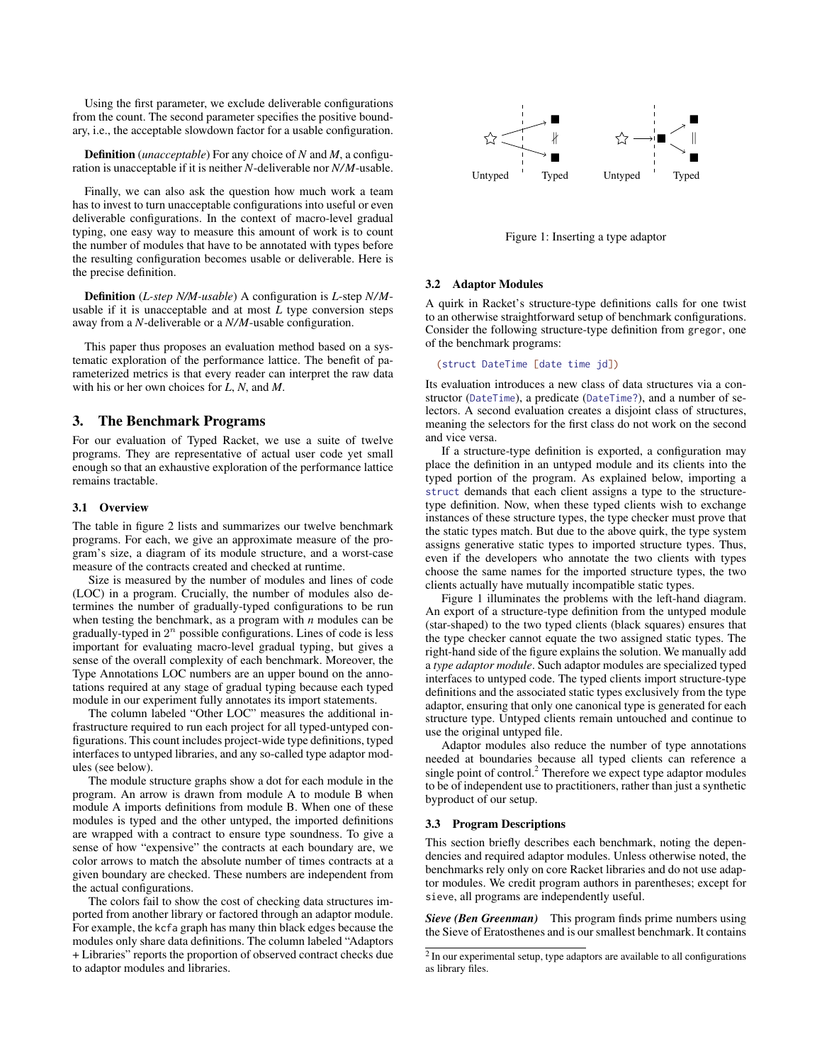Using the first parameter, we exclude deliverable configurations from the count. The second parameter specifies the positive boundary, i.e., the acceptable slowdown factor for a usable configuration.

**Definition** (*unacceptable*) For any choice of *N* and *M*, a configuration is unacceptable if it is neither *N*-deliverable nor *N/M*-usable.

Finally, we can also ask the question how much work a team has to invest to turn unacceptable configurations into useful or even deliverable configurations. In the context of macro-level gradual typing, one easy way to measure this amount of work is to count the number of modules that have to be annotated with types before the resulting configuration becomes usable or deliverable. Here is the precise definition.

**Definition** (*L-step N/M-usable*) A configuration is *L*-step *N/M*-usable if it is unacceptable and at most *L* type conversion steps away from a *N*-deliverable or a *N/M*-usable configuration.

This paper thus proposes an evaluation method based on a systematic exploration of the performance lattice. The benefit of parameterized metrics is that every reader can interpret the raw data with his or her own choices for *L*, *N*, and *M*.

## 3. The Benchmark Programs

For our evaluation of Typed Racket, we use a suite of twelve programs. They are representative of actual user code yet small enough so that an exhaustive exploration of the performance lattice remains tractable.

### 3.1 Overview

The table in figure 2 lists and summarizes our twelve benchmark programs. For each, we give an approximate measure of the program's size, a diagram of its module structure, and a worst-case measure of the contracts created and checked at runtime.

Size is measured by the number of modules and lines of code (LOC) in a program. Crucially, the number of modules also determines the number of gradually-typed configurations to be run when testing the benchmark, as a program with $n$ modules can be gradually-typed in $2^n$ possible configurations. Lines of code is less important for evaluating macro-level gradual typing, but gives a sense of the overall complexity of each benchmark. Moreover, the Type Annotations LOC numbers are an upper bound on the annotations required at any stage of gradual typing because each typed module in our experiment fully annotates its import statements.

The column labeled "Other LOC" measures the additional infrastructure required to run each project for all typed-untyped configurations. This count includes project-wide type definitions, typed interfaces to untyped libraries, and any so-called type adaptor modules (see below).

The module structure graphs show a dot for each module in the program. An arrow is drawn from module A to module B when module A imports definitions from module B. When one of these modules is typed and the other untyped, the imported definitions are wrapped with a contract to ensure type soundness. To give a sense of how "expensive" the contracts at each boundary are, we color arrows to match the absolute number of times contracts at a given boundary are checked. These numbers are independent from the actual configurations.

The colors fail to show the cost of checking data structures imported from another library or factored through an adaptor module. For example, the `kcfa` graph has many thin black edges because the modules only share data definitions. The column labeled "Adaptors + Libraries" reports the proportion of observed contract checks due to adaptor modules and libraries.

Untyped | Typed    Untyped | Typed

Figure 1: Inserting a type adaptor

### 3.2 Adaptor Modules

A quirk in Racket's structure-type definitions calls for one twist to an otherwise straightforward setup of benchmark configurations. Consider the following structure-type definition from `gregor`, one of the benchmark programs:

```
(struct DateTime [date time jd])
```

Its evaluation introduces a new class of data structures via a constructor (`DateTime`), a predicate (`DateTime?`), and a number of selectors. A second evaluation creates a disjoint class of structures, meaning the selectors for the first class do not work on the second and vice versa.

If a structure-type definition is exported, a configuration may place the definition in an untyped module and its clients into the typed portion of the program. As explained below, importing a `struct` demands that each client assigns a type to the structure-type definition. Now, when these typed clients wish to exchange instances of these structure types, the type checker must prove that the static types match. But due to the above quirk, the type system assigns generative static types to imported structure types. Thus, even if the developers who annotate the two clients with types choose the same names for the imported structure types, the two clients actually have mutually incompatible static types.

Figure 1 illuminates the problems with the left-hand diagram. An export of a structure-type definition from the untyped module (star-shaped) to the two typed clients (black squares) ensures that the type checker cannot equate the two assigned static types. The right-hand side of the figure explains the solution. We manually add a *type adaptor module*. Such adaptor modules are specialized typed interfaces to untyped code. The typed clients import structure-type definitions and the associated static types exclusively from the type adaptor, ensuring that only one canonical type is generated for each structure type. Untyped clients remain untouched and continue to use the original untyped file.

Adaptor modules also reduce the number of type annotations needed at boundaries because all typed clients can reference a single point of control.[2] Therefore we expect type adaptor modules to be of independent use to practitioners, rather than just a synthetic byproduct of our setup.

### 3.3 Program Descriptions

This section briefly describes each benchmark, noting the dependencies and required adaptor modules. Unless otherwise noted, the benchmarks rely only on core Racket libraries and do not use adaptor modules. We credit program authors in parentheses; except for `sieve`, all programs are independently useful.

***Sieve (Ben Greenman)*** This program finds prime numbers using the Sieve of Eratosthenes and is our smallest benchmark. It contains

[2] In our experimental setup, type adaptors are available to all configurations as library files.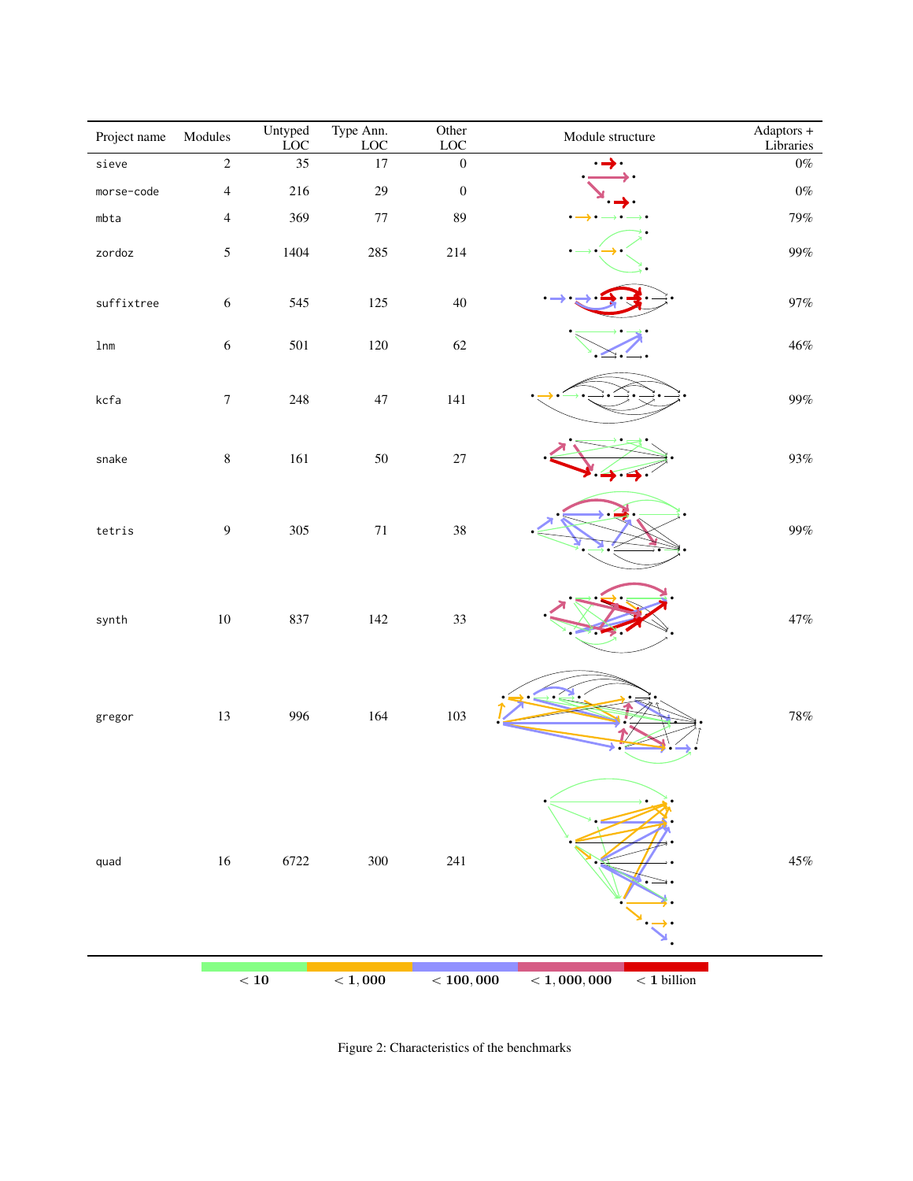| Project name | Modules | Untyped LOC | Type Ann. LOC | Other LOC | Module structure | Adaptors + Libraries |
|---|---|---|---|---|---|---|
| sieve | 2 | 35 | 17 | 0 | | 0% |
| morse-code | 4 | 216 | 29 | 0 | | 0% |
| mbta | 4 | 369 | 77 | 89 | | 79% |
| zordoz | 5 | 1404 | 285 | 214 | | 99% |
| suffixtree | 6 | 545 | 125 | 40 | | 97% |
| lnm | 6 | 501 | 120 | 62 | | 46% |
| kcfa | 7 | 248 | 47 | 141 | | 99% |
| snake | 8 | 161 | 50 | 27 | | 93% |
| tetris | 9 | 305 | 71 | 38 | | 99% |
| synth | 10 | 837 | 142 | 33 | | 47% |
| gregor | 13 | 996 | 164 | 103 | | 78% |
| quad | 16 | 6722 | 300 | 241 | | 45% |

$< 10$ | $< 1,000$ | $< 100,000$ | $< 1,000,000$ | $<$ 1 billion

Figure 2: Characteristics of the benchmarks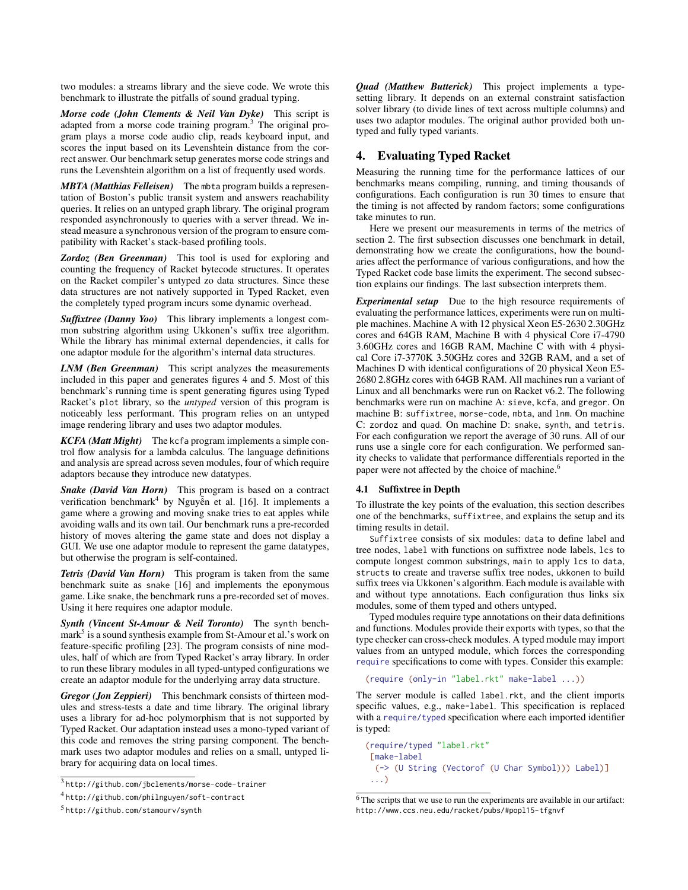two modules: a streams library and the sieve code. We wrote this benchmark to illustrate the pitfalls of sound gradual typing.

***Morse code (John Clements & Neil Van Dyke)*** This script is adapted from a morse code training program.[3] The original program plays a morse code audio clip, reads keyboard input, and scores the input based on its Levenshtein distance from the correct answer. Our benchmark setup generates morse code strings and runs the Levenshtein algorithm on a list of frequently used words.

***MBTA (Matthias Felleisen)*** The `mbta` program builds a representation of Boston's public transit system and answers reachability queries. It relies on an untyped graph library. The original program responded asynchronously to queries with a server thread. We instead measure a synchronous version of the program to ensure compatibility with Racket's stack-based profiling tools.

***Zordoz (Ben Greenman)*** This tool is used for exploring and counting the frequency of Racket bytecode structures. It operates on the Racket compiler's untyped zo data structures. Since these data structures are not natively supported in Typed Racket, even the completely typed program incurs some dynamic overhead.

***Suffixtree (Danny Yoo)*** This library implements a longest common substring algorithm using Ukkonen's suffix tree algorithm. While the library has minimal external dependencies, it calls for one adaptor module for the algorithm's internal data structures.

***LNM (Ben Greenman)*** This script analyzes the measurements included in this paper and generates figures 4 and 5. Most of this benchmark's running time is spent generating figures using Typed Racket's `plot` library, so the *untyped* version of this program is noticeably less performant. This program relies on an untyped image rendering library and uses two adaptor modules.

***KCFA (Matt Might)*** The `kcfa` program implements a simple control flow analysis for a lambda calculus. The language definitions and analysis are spread across seven modules, four of which require adaptors because they introduce new datatypes.

***Snake (David Van Horn)*** This program is based on a contract verification benchmark[4] by Nguyễn et al. [16]. It implements a game where a growing and moving snake tries to eat apples while avoiding walls and its own tail. Our benchmark runs a pre-recorded history of moves altering the game state and does not display a GUI. We use one adaptor module to represent the game datatypes, but otherwise the program is self-contained.

***Tetris (David Van Horn)*** This program is taken from the same benchmark suite as `snake` [16] and implements the eponymous game. Like `snake`, the benchmark runs a pre-recorded set of moves. Using it here requires one adaptor module.

***Synth (Vincent St-Amour & Neil Toronto)*** The `synth` benchmark[5] is a sound synthesis example from St-Amour et al.'s work on feature-specific profiling [23]. The program consists of nine modules, half of which are from Typed Racket's array library. In order to run these library modules in all typed-untyped configurations we create an adaptor module for the underlying array data structure.

***Gregor (Jon Zeppieri)*** This benchmark consists of thirteen modules and stress-tests a date and time library. The original library uses a library for ad-hoc polymorphism that is not supported by Typed Racket. Our adaptation instead uses a mono-typed variant of this code and removes the string parsing component. The benchmark uses two adaptor modules and relies on a small, untyped library for acquiring data on local times.

[3] `http://github.com/jbclements/morse-code-trainer`

[4] `http://github.com/philnguyen/soft-contract`

[5] `http://github.com/stamourv/synth`

***Quad (Matthew Butterick)*** This project implements a typesetting library. It depends on an external constraint satisfaction solver library (to divide lines of text across multiple columns) and uses two adaptor modules. The original author provided both untyped and fully typed variants.

## 4. Evaluating Typed Racket

Measuring the running time for the performance lattices of our benchmarks means compiling, running, and timing thousands of configurations. Each configuration is run 30 times to ensure that the timing is not affected by random factors; some configurations take minutes to run.

Here we present our measurements in terms of the metrics of section 2. The first subsection discusses one benchmark in detail, demonstrating how we create the configurations, how the boundaries affect the performance of various configurations, and how the Typed Racket code base limits the experiment. The second subsection explains our findings. The last subsection interprets them.

***Experimental setup*** Due to the high resource requirements of evaluating the performance lattices, experiments were run on multiple machines. Machine A with 12 physical Xeon E5-2630 2.30GHz cores and 64GB RAM, Machine B with 4 physical Core i7-4790 3.60GHz cores and 16GB RAM, Machine C with with 4 physical Core i7-3770K 3.50GHz cores and 32GB RAM, and a set of Machines D with identical configurations of 20 physical Xeon E5-2680 2.8GHz cores with 64GB RAM. All machines run a variant of Linux and all benchmarks were run on Racket v6.2. The following benchmarks were run on machine A: `sieve`, `kcfa`, and `gregor`. On machine B: `suffixtree`, `morse-code`, `mbta`, and `lnm`. On machine C: `zordoz` and `quad`. On machine D: `snake`, `synth`, and `tetris`. For each configuration we report the average of 30 runs. All of our runs use a single core for each configuration. We performed sanity checks to validate that performance differentials reported in the paper were not affected by the choice of machine.[6]

### 4.1 Suffixtree in Depth

To illustrate the key points of the evaluation, this section describes one of the benchmarks, `suffixtree`, and explains the setup and its timing results in detail.

`Suffixtree` consists of six modules: `data` to define label and tree nodes, `label` with functions on suffixtree node labels, `lcs` to compute longest common substrings, `main` to apply `lcs` to `data`, `structs` to create and traverse suffix tree nodes, `ukkonen` to build suffix trees via Ukkonen's algorithm. Each module is available with and without type annotations. Each configuration thus links six modules, some of them typed and others untyped.

Typed modules require type annotations on their data definitions and functions. Modules provide their exports with types, so that the type checker can cross-check modules. A typed module may import values from an untyped module, which forces the corresponding `require` specifications to come with types. Consider this example:

```
(require (only-in "label.rkt" make-label ...))
```

The server module is called `label.rkt`, and the client imports specific values, e.g., `make-label`. This specification is replaced with a `require/typed` specification where each imported identifier is typed:

```
(require/typed "label.rkt"
 [make-label
  (-> (U String (Vectorof (U Char Symbol))) Label)]
 ...)
```

[6] The scripts that we use to run the experiments are available in our artifact: `http://www.ccs.neu.edu/racket/pubs/#popl15-tfgnvf`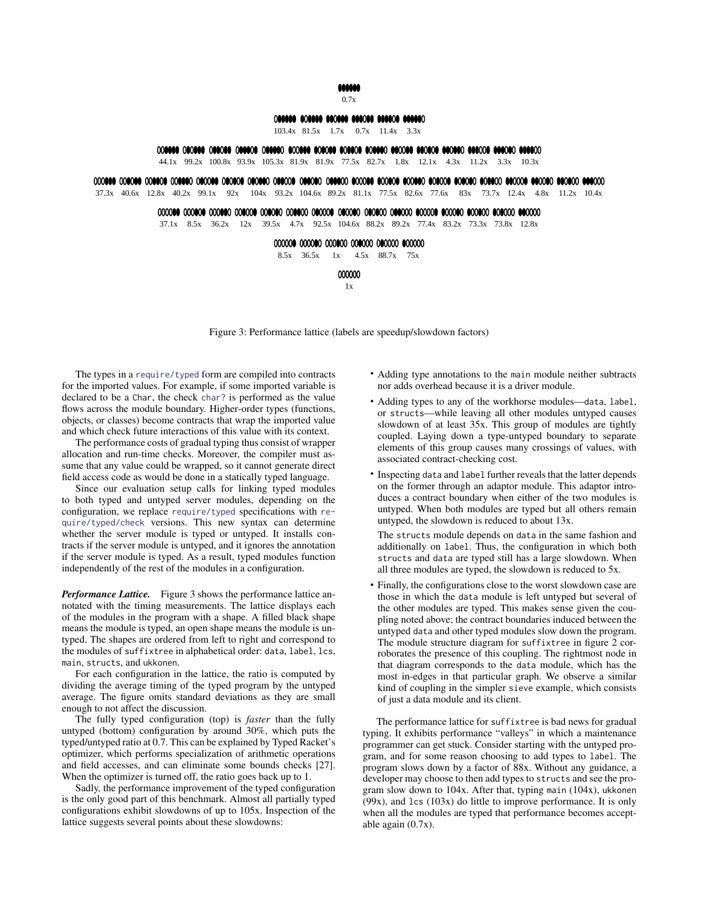0.7x

103.4x 81.5x 1.7x 0.7x 11.4x 3.3x

44.1x 99.2x 100.8x 93.9x 105.3x 81.9x 81.9x 77.5x 82.7x 1.8x 12.1x 4.3x 11.2x 3.3x 10.3x

37.3x 40.6x 12.8x 40.2x 99.1x 92x 104x 93.2x 104.6x 89.2x 81.1x 77.5x 82.6x 77.6x 83x 73.7x 12.4x 4.8x 11.2x 10.4x

37.1x 8.5x 36.2x 12x 39.5x 4.7x 92.5x 104.6x 88.2x 89.2x 77.4x 83.2x 73.3x 73.8x 12.8x

8.5x 36.5x 1x 4.5x 88.7x 75x

1x

Figure 3: Performance lattice (labels are speedup/slowdown factors)

The types in a `require/typed` form are compiled into contracts for the imported values. For example, if some imported variable is declared to be a `Char`, the check `char?` is performed as the value flows across the module boundary. Higher-order types (functions, objects, or classes) become contracts that wrap the imported value and which check future interactions of this value with its context.

The performance costs of gradual typing thus consist of wrapper allocation and run-time checks. Moreover, the compiler must assume that any value could be wrapped, so it cannot generate direct field access code as would be done in a statically typed language.

Since our evaluation setup calls for linking typed modules to both typed and untyped server modules, depending on the configuration, we replace `require/typed` specifications with `require/typed/check` versions. This new syntax can determine whether the server module is typed or untyped. It installs contracts if the server module is untyped, and it ignores the annotation if the server module is typed. As a result, typed modules function independently of the rest of the modules in a configuration.

***Performance Lattice.*** Figure 3 shows the performance lattice annotated with the timing measurements. The lattice displays each of the modules in the program with a shape. A filled black shape means the module is typed, an open shape means the module is untyped. The shapes are ordered from left to right and correspond to the modules of `suffixtree` in alphabetical order: `data`, `label`, `lcs`, `main`, `structs`, and `ukkonen`.

For each configuration in the lattice, the ratio is computed by dividing the average timing of the typed program by the untyped average. The figure omits standard deviations as they are small enough to not affect the discussion.

The fully typed configuration (top) is *faster* than the fully untyped (bottom) configuration by around 30%, which puts the typed/untyped ratio at 0.7. This can be explained by Typed Racket's optimizer, which performs specialization of arithmetic operations and field accesses, and can eliminate some bounds checks [27]. When the optimizer is turned off, the ratio goes back up to 1.

Sadly, the performance improvement of the typed configuration is the only good part of this benchmark. Almost all partially typed configurations exhibit slowdowns of up to 105x. Inspection of the lattice suggests several points about these slowdowns:

- Adding type annotations to the `main` module neither subtracts nor adds overhead because it is a driver module.
- Adding types to any of the workhorse modules—`data`, `label`, or `structs`—while leaving all other modules untyped causes slowdown of at least 35x. This group of modules are tightly coupled. Laying down a type-untyped boundary to separate elements of this group causes many crossings of values, with associated contract-checking cost.
- Inspecting `data` and `label` further reveals that the latter depends on the former through an adaptor module. This adaptor introduces a contract boundary when either of the two modules is untyped. When both modules are typed but all others remain untyped, the slowdown is reduced to about 13x.

  The `structs` module depends on `data` in the same fashion and additionally on `label`. Thus, the configuration in which both `structs` and `data` are typed still has a large slowdown. When all three modules are typed, the slowdown is reduced to 5x.
- Finally, the configurations close to the worst slowdown case are those in which the `data` module is left untyped but several of the other modules are typed. This makes sense given the coupling noted above; the contract boundaries induced between the untyped `data` and other typed modules slow down the program. The module structure diagram for `suffixtree` in figure 2 corroborates the presence of this coupling. The rightmost node in that diagram corresponds to the `data` module, which has the most in-edges in that particular graph. We observe a similar kind of coupling in the simpler `sieve` example, which consists of just a data module and its client.

The performance lattice for `suffixtree` is bad news for gradual typing. It exhibits performance "valleys" in which a maintenance programmer can get stuck. Consider starting with the untyped program, and for some reason choosing to add types to `label`. The program slows down by a factor of 88x. Without any guidance, a developer may choose to then add types to `structs` and see the program slow down to 104x. After that, typing `main` (104x), `ukkonen` (99x), and `lcs` (103x) do little to improve performance. It is only when all the modules are typed that performance becomes acceptable again (0.7x).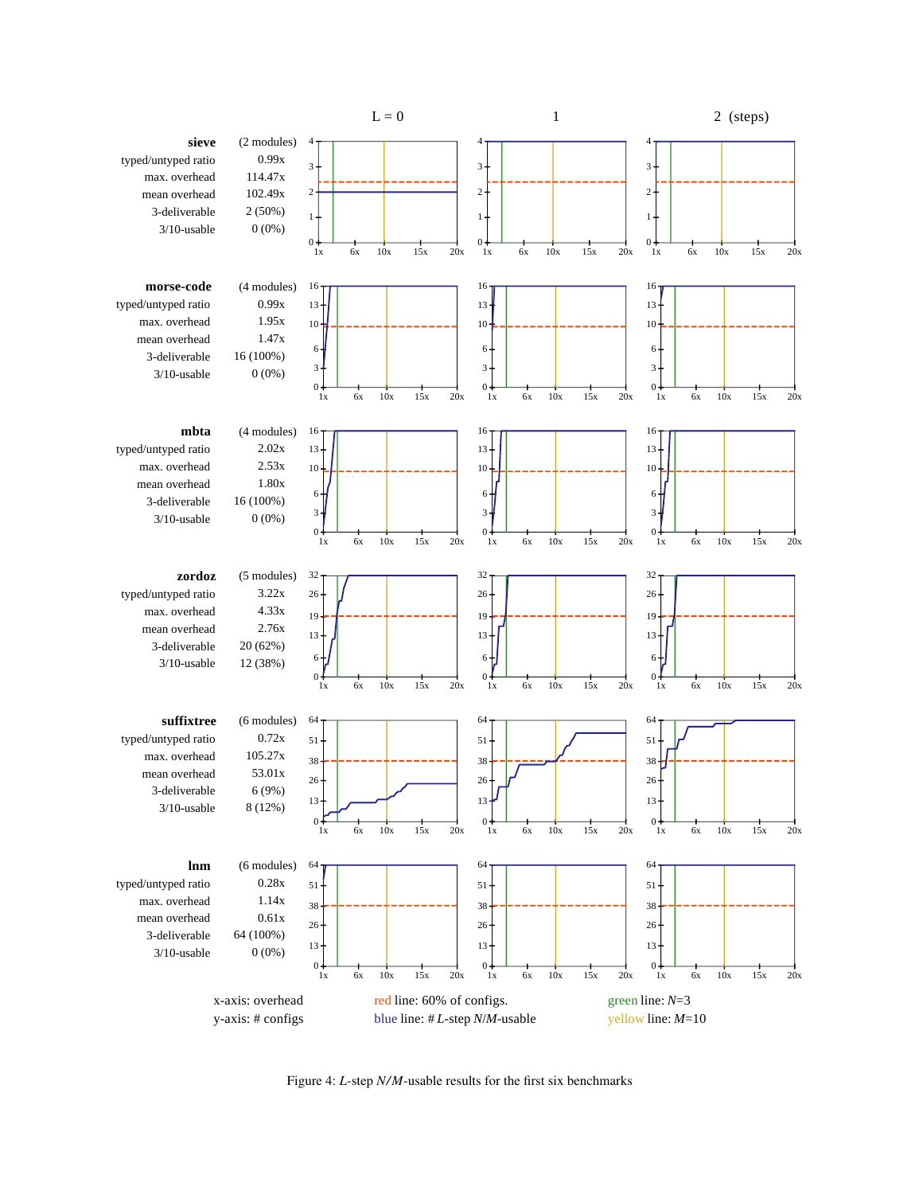| | | L = 0 | 1 | 2 (steps) |
|---|---|---|---|---|
| **sieve** | (2 modules) | | | |
| typed/untyped ratio | 0.99x | | | |
| max. overhead | 114.47x | | | |
| mean overhead | 102.49x | | | |
| 3-deliverable | 2 (50%) | | | |
| 3/10-usable | 0 (0%) | | | |
| **morse-code** | (4 modules) | | | |
| typed/untyped ratio | 0.99x | | | |
| max. overhead | 1.95x | | | |
| mean overhead | 1.47x | | | |
| 3-deliverable | 16 (100%) | | | |
| 3/10-usable | 0 (0%) | | | |
| **mbta** | (4 modules) | | | |
| typed/untyped ratio | 2.02x | | | |
| max. overhead | 2.53x | | | |
| mean overhead | 1.80x | | | |
| 3-deliverable | 16 (100%) | | | |
| 3/10-usable | 0 (0%) | | | |
| **zordoz** | (5 modules) | | | |
| typed/untyped ratio | 3.22x | | | |
| max. overhead | 4.33x | | | |
| mean overhead | 2.76x | | | |
| 3-deliverable | 20 (62%) | | | |
| 3/10-usable | 12 (38%) | | | |
| **suffixtree** | (6 modules) | | | |
| typed/untyped ratio | 0.72x | | | |
| max. overhead | 105.27x | | | |
| mean overhead | 53.01x | | | |
| 3-deliverable | 6 (9%) | | | |
| 3/10-usable | 8 (12%) | | | |
| **lnm** | (6 modules) | | | |
| typed/untyped ratio | 0.28x | | | |
| max. overhead | 1.14x | | | |
| mean overhead | 0.61x | | | |
| 3-deliverable | 64 (100%) | | | |
| 3/10-usable | 0 (0%) | | | |

x-axis: overhead
y-axis: # configs

red line: 60% of configs.
blue line: # $L$-step $N/M$-usable

green line: $N$=3
yellow line: $M$=10

Figure 4: $L$-step $N/M$-usable results for the first six benchmarks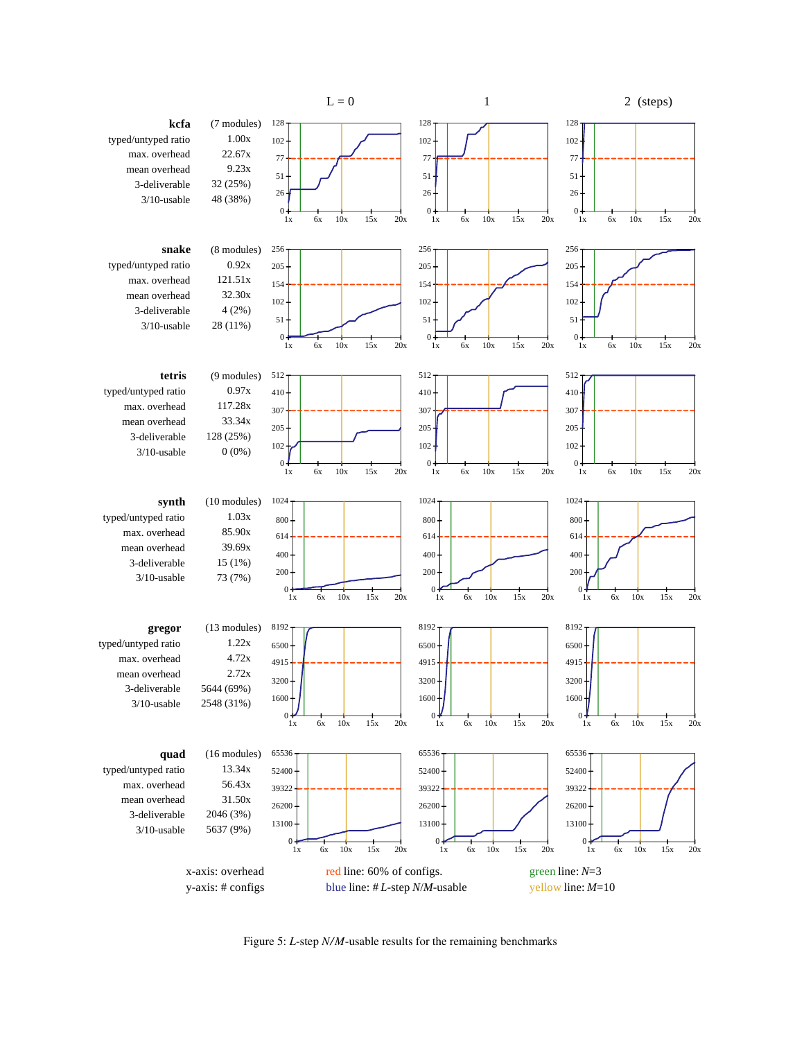| | | L = 0 | 1 | 2 (steps) |
|---|---|---|---|---|
| **kcfa** | (7 modules) | | | |
| typed/untyped ratio | 1.00x | | | |
| max. overhead | 22.67x | | | |
| mean overhead | 9.23x | | | |
| 3-deliverable | 32 (25%) | | | |
| 3/10-usable | 48 (38%) | | | |
| **snake** | (8 modules) | | | |
| typed/untyped ratio | 0.92x | | | |
| max. overhead | 121.51x | | | |
| mean overhead | 32.30x | | | |
| 3-deliverable | 4 (2%) | | | |
| 3/10-usable | 28 (11%) | | | |
| **tetris** | (9 modules) | | | |
| typed/untyped ratio | 0.97x | | | |
| max. overhead | 117.28x | | | |
| mean overhead | 33.34x | | | |
| 3-deliverable | 128 (25%) | | | |
| 3/10-usable | 0 (0%) | | | |
| **synth** | (10 modules) | | | |
| typed/untyped ratio | 1.03x | | | |
| max. overhead | 85.90x | | | |
| mean overhead | 39.69x | | | |
| 3-deliverable | 15 (1%) | | | |
| 3/10-usable | 73 (7%) | | | |
| **gregor** | (13 modules) | | | |
| typed/untyped ratio | 1.22x | | | |
| max. overhead | 4.72x | | | |
| mean overhead | 2.72x | | | |
| 3-deliverable | 5644 (69%) | | | |
| 3/10-usable | 2548 (31%) | | | |
| **quad** | (16 modules) | | | |
| typed/untyped ratio | 13.34x | | | |
| max. overhead | 56.43x | | | |
| mean overhead | 31.50x | | | |
| 3-deliverable | 2046 (3%) | | | |
| 3/10-usable | 5637 (9%) | | | |

x-axis: overhead
y-axis: # configs

red line: 60% of configs.
blue line: # $L$-step $N/M$-usable

green line: $N$=3
yellow line: $M$=10

Figure 5: $L$-step $N/M$-usable results for the remaining benchmarks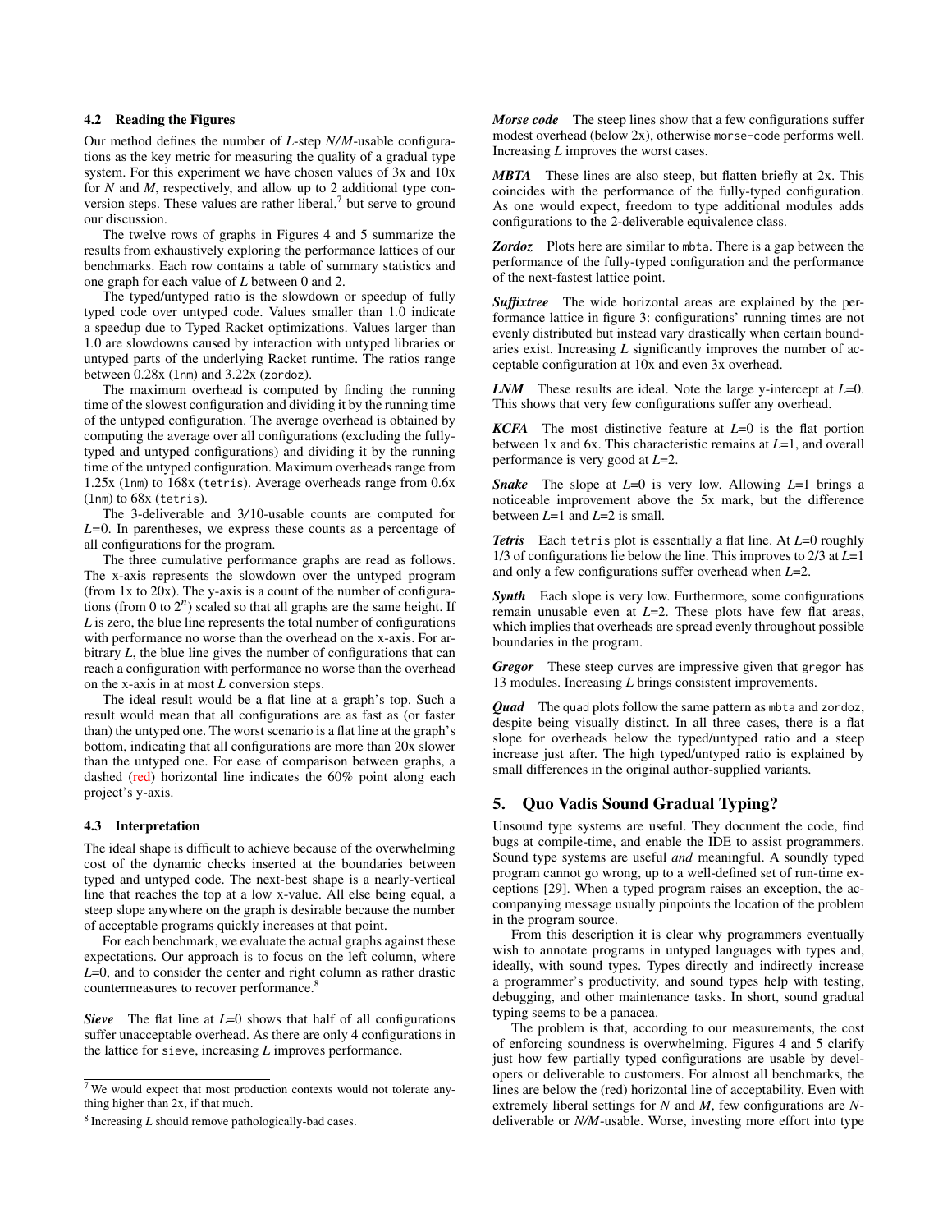### 4.2 Reading the Figures

Our method defines the number of *L*-step *N/M*-usable configurations as the key metric for measuring the quality of a gradual type system. For this experiment we have chosen values of 3x and 10x for *N* and *M*, respectively, and allow up to 2 additional type conversion steps. These values are rather liberal,[7] but serve to ground our discussion.

The twelve rows of graphs in Figures 4 and 5 summarize the results from exhaustively exploring the performance lattices of our benchmarks. Each row contains a table of summary statistics and one graph for each value of *L* between 0 and 2.

The typed/untyped ratio is the slowdown or speedup of fully typed code over untyped code. Values smaller than 1.0 indicate a speedup due to Typed Racket optimizations. Values larger than 1.0 are slowdowns caused by interaction with untyped libraries or untyped parts of the underlying Racket runtime. The ratios range between 0.28x (`lnm`) and 3.22x (`zordoz`).

The maximum overhead is computed by finding the running time of the slowest configuration and dividing it by the running time of the untyped configuration. The average overhead is obtained by computing the average over all configurations (excluding the fully-typed and untyped configurations) and dividing it by the running time of the untyped configuration. Maximum overheads range from 1.25x (`lnm`) to 168x (`tetris`). Average overheads range from 0.6x (`lnm`) to 68x (`tetris`).

The 3-deliverable and 3/10-usable counts are computed for *L*=0. In parentheses, we express these counts as a percentage of all configurations for the program.

The three cumulative performance graphs are read as follows. The x-axis represents the slowdown over the untyped program (from 1x to 20x). The y-axis is a count of the number of configurations (from 0 to $2^n$) scaled so that all graphs are the same height. If *L* is zero, the blue line represents the total number of configurations with performance no worse than the overhead on the x-axis. For arbitrary *L*, the blue line gives the number of configurations that can reach a configuration with performance no worse than the overhead on the x-axis in at most *L* conversion steps.

The ideal result would be a flat line at a graph's top. Such a result would mean that all configurations are as fast as (or faster than) the untyped one. The worst scenario is a flat line at the graph's bottom, indicating that all configurations are more than 20x slower than the untyped one. For ease of comparison between graphs, a dashed (red) horizontal line indicates the 60% point along each project's y-axis.

### 4.3 Interpretation

The ideal shape is difficult to achieve because of the overwhelming cost of the dynamic checks inserted at the boundaries between typed and untyped code. The next-best shape is a nearly-vertical line that reaches the top at a low x-value. All else being equal, a steep slope anywhere on the graph is desirable because the number of acceptable programs quickly increases at that point.

For each benchmark, we evaluate the actual graphs against these expectations. Our approach is to focus on the left column, where *L*=0, and to consider the center and right column as rather drastic countermeasures to recover performance.[8]

***Sieve*** The flat line at *L*=0 shows that half of all configurations suffer unacceptable overhead. As there are only 4 configurations in the lattice for `sieve`, increasing *L* improves performance.

***Morse code*** The steep lines show that a few configurations suffer modest overhead (below 2x), otherwise `morse-code` performs well. Increasing *L* improves the worst cases.

***MBTA*** These lines are also steep, but flatten briefly at 2x. This coincides with the performance of the fully-typed configuration. As one would expect, freedom to type additional modules adds configurations to the 2-deliverable equivalence class.

***Zordoz*** Plots here are similar to `mbta`. There is a gap between the performance of the fully-typed configuration and the performance of the next-fastest lattice point.

***Suffixtree*** The wide horizontal areas are explained by the performance lattice in figure 3: configurations' running times are not evenly distributed but instead vary drastically when certain boundaries exist. Increasing *L* significantly improves the number of acceptable configuration at 10x and even 3x overhead.

***LNM*** These results are ideal. Note the large y-intercept at *L*=0. This shows that very few configurations suffer any overhead.

***KCFA*** The most distinctive feature at *L*=0 is the flat portion between 1x and 6x. This characteristic remains at *L*=1, and overall performance is very good at *L*=2.

***Snake*** The slope at *L*=0 is very low. Allowing *L*=1 brings a noticeable improvement above the 5x mark, but the difference between *L*=1 and *L*=2 is small.

***Tetris*** Each `tetris` plot is essentially a flat line. At *L*=0 roughly 1/3 of configurations lie below the line. This improves to 2/3 at *L*=1 and only a few configurations suffer overhead when *L*=2.

***Synth*** Each slope is very low. Furthermore, some configurations remain unusable even at *L*=2. These plots have few flat areas, which implies that overheads are spread evenly throughout possible boundaries in the program.

***Gregor*** These steep curves are impressive given that `gregor` has 13 modules. Increasing *L* brings consistent improvements.

***Quad*** The `quad` plots follow the same pattern as `mbta` and `zordoz`, despite being visually distinct. In all three cases, there is a flat slope for overheads below the typed/untyped ratio and a steep increase just after. The high typed/untyped ratio is explained by small differences in the original author-supplied variants.

## 5. Quo Vadis Sound Gradual Typing?

Unsound type systems are useful. They document the code, find bugs at compile-time, and enable the IDE to assist programmers. Sound type systems are useful *and* meaningful. A soundly typed program cannot go wrong, up to a well-defined set of run-time exceptions [29]. When a typed program raises an exception, the accompanying message usually pinpoints the location of the problem in the program source.

From this description it is clear why programmers eventually wish to annotate programs in untyped languages with types and, ideally, with sound types. Types directly and indirectly increase a programmer's productivity, and sound types help with testing, debugging, and other maintenance tasks. In short, sound gradual typing seems to be a panacea.

The problem is that, according to our measurements, the cost of enforcing soundness is overwhelming. Figures 4 and 5 clarify just how few partially typed configurations are usable by developers or deliverable to customers. For almost all benchmarks, the lines are below the (red) horizontal line of acceptability. Even with extremely liberal settings for *N* and *M*, few configurations are *N*-deliverable or *N/M*-usable. Worse, investing more effort into type

---

[7] We would expect that most production contexts would not tolerate anything higher than 2x, if that much.

[8] Increasing *L* should remove pathologically-bad cases.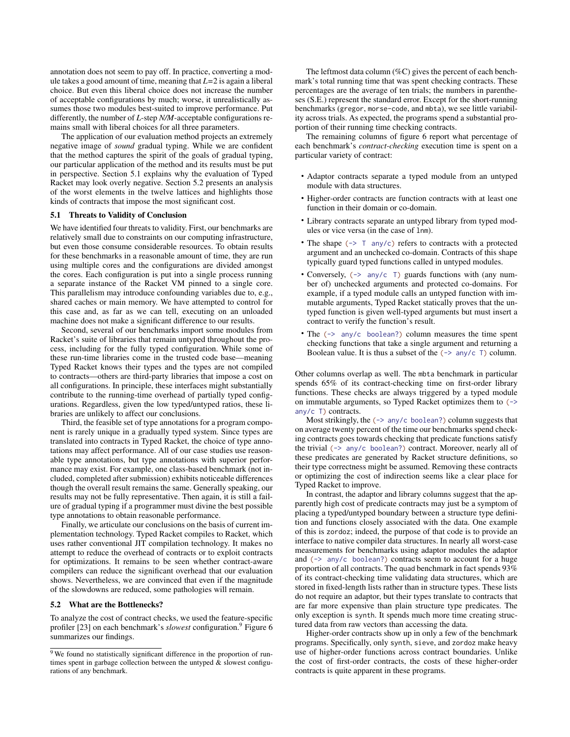annotation does not seem to pay off. In practice, converting a module takes a good amount of time, meaning that $L$=2 is again a liberal choice. But even this liberal choice does not increase the number of acceptable configurations by much; worse, it unrealistically assumes those two modules best-suited to improve performance. Put differently, the number of $L$-step $N/M$-acceptable configurations remains small with liberal choices for all three parameters.

The application of our evaluation method projects an extremely negative image of *sound* gradual typing. While we are confident that the method captures the spirit of the goals of gradual typing, our particular application of the method and its results must be put in perspective. Section 5.1 explains why the evaluation of Typed Racket may look overly negative. Section 5.2 presents an analysis of the worst elements in the twelve lattices and highlights those kinds of contracts that impose the most significant cost.

### 5.1 Threats to Validity of Conclusion

We have identified four threats to validity. First, our benchmarks are relatively small due to constraints on our computing infrastructure, but even those consume considerable resources. To obtain results for these benchmarks in a reasonable amount of time, they are run using multiple cores and the configurations are divided amongst the cores. Each configuration is put into a single process running a separate instance of the Racket VM pinned to a single core. This parallelism may introduce confounding variables due to, e.g., shared caches or main memory. We have attempted to control for this case and, as far as we can tell, executing on an unloaded machine does not make a significant difference to our results.

Second, several of our benchmarks import some modules from Racket's suite of libraries that remain untyped throughout the process, including for the fully typed configuration. While some of these run-time libraries come in the trusted code base—meaning Typed Racket knows their types and the types are not compiled to contracts—others are third-party libraries that impose a cost on all configurations. In principle, these interfaces might substantially contribute to the running-time overhead of partially typed configurations. Regardless, given the low typed/untyped ratios, these libraries are unlikely to affect our conclusions.

Third, the feasible set of type annotations for a program component is rarely unique in a gradually typed system. Since types are translated into contracts in Typed Racket, the choice of type annotations may affect performance. All of our case studies use reasonable type annotations, but type annotations with superior performance may exist. For example, one class-based benchmark (not included, completed after submission) exhibits noticeable differences though the overall result remains the same. Generally speaking, our results may not be fully representative. Then again, it is still a failure of gradual typing if a programmer must divine the best possible type annotations to obtain reasonable performance.

Finally, we articulate our conclusions on the basis of current implementation technology. Typed Racket compiles to Racket, which uses rather conventional JIT compilation technology. It makes no attempt to reduce the overhead of contracts or to exploit contracts for optimizations. It remains to be seen whether contract-aware compilers can reduce the significant overhead that our evaluation shows. Nevertheless, we are convinced that even if the magnitude of the slowdowns are reduced, some pathologies will remain.

### 5.2 What are the Bottlenecks?

To analyze the cost of contract checks, we used the feature-specific profiler [23] on each benchmark's *slowest* configuration.[9] Figure 6 summarizes our findings.

[9] We found no statistically significant difference in the proportion of runtimes spent in garbage collection between the untyped & slowest configurations of any benchmark.

The leftmost data column (%C) gives the percent of each benchmark's total running time that was spent checking contracts. These percentages are the average of ten trials; the numbers in parentheses (S.E.) represent the standard error. Except for the short-running benchmarks (`gregor`, `morse-code`, and `mbta`), we see little variability across trials. As expected, the programs spend a substantial proportion of their running time checking contracts.

The remaining columns of figure 6 report what percentage of each benchmark's *contract-checking* execution time is spent on a particular variety of contract:

- Adaptor contracts separate a typed module from an untyped module with data structures.
- Higher-order contracts are function contracts with at least one function in their domain or co-domain.
- Library contracts separate an untyped library from typed modules or vice versa (in the case of `lnm`).
- The shape `(-> T any/c)` refers to contracts with a protected argument and an unchecked co-domain. Contracts of this shape typically guard typed functions called in untyped modules.
- Conversely, `(-> any/c T)` guards functions with (any number of) unchecked arguments and protected co-domains. For example, if a typed module calls an untyped function with immutable arguments, Typed Racket statically proves that the untyped function is given well-typed arguments but must insert a contract to verify the function's result.
- The `(-> any/c boolean?)` column measures the time spent checking functions that take a single argument and returning a Boolean value. It is thus a subset of the `(-> any/c T)` column.

Other columns overlap as well. The `mbta` benchmark in particular spends 65% of its contract-checking time on first-order library functions. These checks are always triggered by a typed module on immutable arguments, so Typed Racket optimizes them to `(-> any/c T)` contracts.

Most strikingly, the `(-> any/c boolean?)` column suggests that on average twenty percent of the time our benchmarks spend checking contracts goes towards checking that predicate functions satisfy the trivial `(-> any/c boolean?)` contract. Moreover, nearly all of these predicates are generated by Racket structure definitions, so their type correctness might be assumed. Removing these contracts or optimizing the cost of indirection seems like a clear place for Typed Racket to improve.

In contrast, the adaptor and library columns suggest that the apparently high cost of predicate contracts may just be a symptom of placing a typed/untyped boundary between a structure type definition and functions closely associated with the data. One example of this is `zordoz`; indeed, the purpose of that code is to provide an interface to native compiler data structures. In nearly all worst-case measurements for benchmarks using adaptor modules the adaptor and `(-> any/c boolean?)` contracts seem to account for a huge proportion of all contracts. The `quad` benchmark in fact spends 93% of its contract-checking time validating data structures, which are stored in fixed-length lists rather than in structure types. These lists do not require an adaptor, but their types translate to contracts that are far more expensive than plain structure type predicates. The only exception is `synth`. It spends much more time creating structured data from raw vectors than accessing the data.

Higher-order contracts show up in only a few of the benchmark programs. Specifically, only `synth`, `sieve`, and `zordoz` make heavy use of higher-order functions across contract boundaries. Unlike the cost of first-order contracts, the costs of these higher-order contracts is quite apparent in these programs.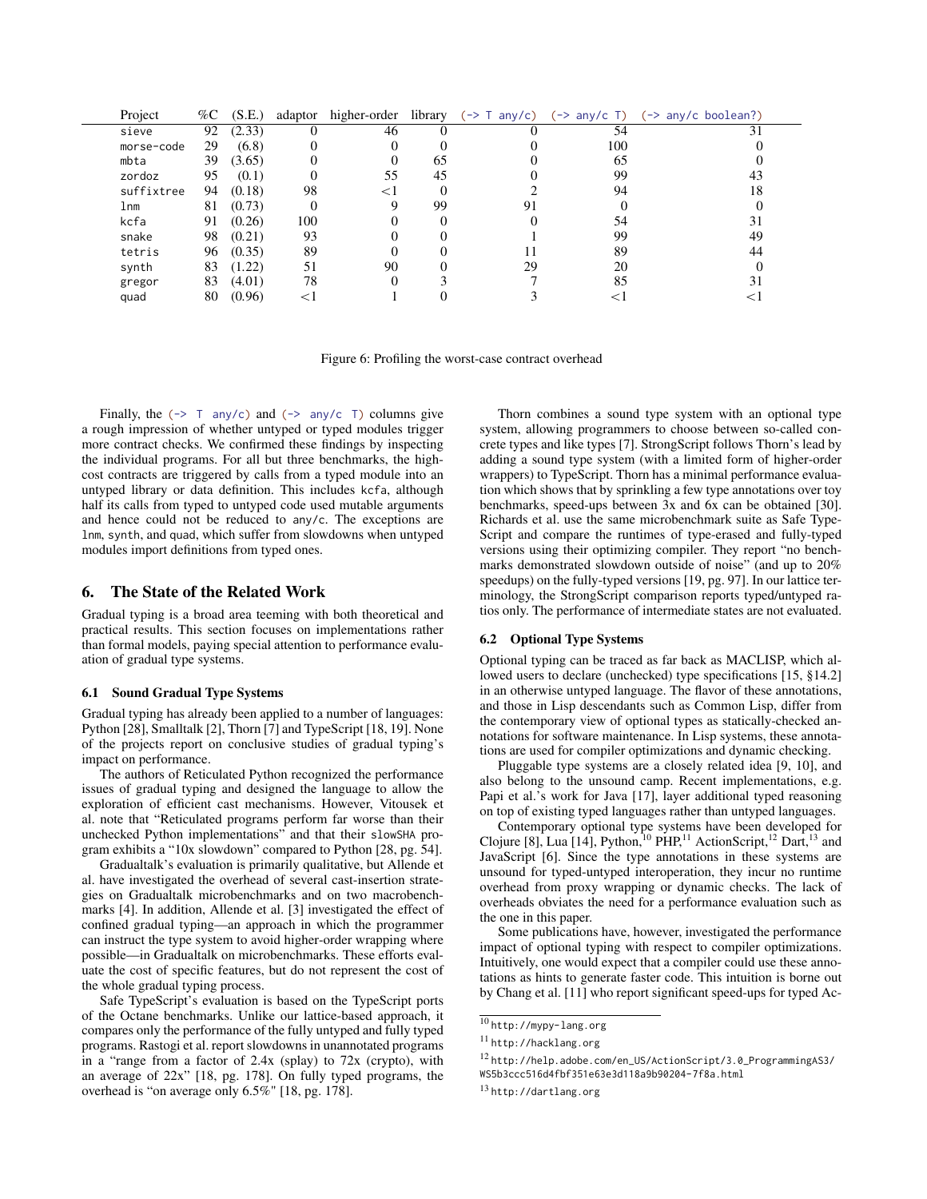| Project | %C | (S.E.) | adaptor | higher-order | library | (-> T any/c) | (-> any/c T) | (-> any/c boolean?) |
|---|---|---|---|---|---|---|---|---|
| sieve | 92 | (2.33) | 0 | 46 | 0 | 0 | 54 | 31 |
| morse-code | 29 | (6.8) | 0 | 0 | 0 | 0 | 100 | 0 |
| mbta | 39 | (3.65) | 0 | 0 | 65 | 0 | 65 | 0 |
| zordoz | 95 | (0.1) | 0 | 55 | 45 | 0 | 99 | 43 |
| suffixtree | 94 | (0.18) | 98 | <1 | 0 | 2 | 94 | 18 |
| lnm | 81 | (0.73) | 0 | 9 | 99 | 91 | 0 | 0 |
| kcfa | 91 | (0.26) | 100 | 0 | 0 | 0 | 54 | 31 |
| snake | 98 | (0.21) | 93 | 0 | 0 | 1 | 99 | 49 |
| tetris | 96 | (0.35) | 89 | 0 | 0 | 11 | 89 | 44 |
| synth | 83 | (1.22) | 51 | 90 | 0 | 29 | 20 | 0 |
| gregor | 83 | (4.01) | 78 | 0 | 3 | 7 | 85 | 31 |
| quad | 80 | (0.96) | <1 | 1 | 0 | 3 | <1 | <1 |

Figure 6: Profiling the worst-case contract overhead

Finally, the `(-> T any/c)` and `(-> any/c T)` columns give a rough impression of whether untyped or typed modules trigger more contract checks. We confirmed these findings by inspecting the individual programs. For all but three benchmarks, the high-cost contracts are triggered by calls from a typed module into an untyped library or data definition. This includes kcfa, although half its calls from typed to untyped code used mutable arguments and hence could not be reduced to any/c. The exceptions are lnm, synth, and quad, which suffer from slowdowns when untyped modules import definitions from typed ones.

## 6. The State of the Related Work

Gradual typing is a broad area teeming with both theoretical and practical results. This section focuses on implementations rather than formal models, paying special attention to performance evaluation of gradual type systems.

### 6.1 Sound Gradual Type Systems

Gradual typing has already been applied to a number of languages: Python [28], Smalltalk [2], Thorn [7] and TypeScript [18, 19]. None of the projects report on conclusive studies of gradual typing's impact on performance.

The authors of Reticulated Python recognized the performance issues of gradual typing and designed the language to allow the exploration of efficient cast mechanisms. However, Vitousek et al. note that "Reticulated programs perform far worse than their unchecked Python implementations" and that their slowSHA program exhibits a "10x slowdown" compared to Python [28, pg. 54].

Gradualtalk's evaluation is primarily qualitative, but Allende et al. have investigated the overhead of several cast-insertion strategies on Gradualtalk microbenchmarks and on two macrobenchmarks [4]. In addition, Allende et al. [3] investigated the effect of confined gradual typing—an approach in which the programmer can instruct the type system to avoid higher-order wrapping where possible—in Gradualtalk on microbenchmarks. These efforts evaluate the cost of specific features, but do not represent the cost of the whole gradual typing process.

Safe TypeScript's evaluation is based on the TypeScript ports of the Octane benchmarks. Unlike our lattice-based approach, it compares only the performance of the fully untyped and fully typed programs. Rastogi et al. report slowdowns in unannotated programs in a "range from a factor of 2.4x (splay) to 72x (crypto), with an average of 22x" [18, pg. 178]. On fully typed programs, the overhead is "on average only 6.5%" [18, pg. 178].

Thorn combines a sound type system with an optional type system, allowing programmers to choose between so-called concrete types and like types [7]. StrongScript follows Thorn's lead by adding a sound type system (with a limited form of higher-order wrappers) to TypeScript. Thorn has a minimal performance evaluation which shows that by sprinkling a few type annotations over toy benchmarks, speed-ups between 3x and 6x can be obtained [30]. Richards et al. use the same microbenchmark suite as Safe TypeScript and compare the runtimes of type-erased and fully-typed versions using their optimizing compiler. They report "no benchmarks demonstrated slowdown outside of noise" (and up to 20% speedups) on the fully-typed versions [19, pg. 97]. In our lattice terminology, the StrongScript comparison reports typed/untyped ratios only. The performance of intermediate states are not evaluated.

### 6.2 Optional Type Systems

Optional typing can be traced as far back as MACLISP, which allowed users to declare (unchecked) type specifications [15, §14.2] in an otherwise untyped language. The flavor of these annotations, and those in Lisp descendants such as Common Lisp, differ from the contemporary view of optional types as statically-checked annotations for software maintenance. In Lisp systems, these annotations are used for compiler optimizations and dynamic checking.

Pluggable type systems are a closely related idea [9, 10], and also belong to the unsound camp. Recent implementations, e.g. Papi et al.'s work for Java [17], layer additional typed reasoning on top of existing typed languages rather than untyped languages.

Contemporary optional type systems have been developed for Clojure [8], Lua [14], Python,[10] PHP,[11] ActionScript,[12] Dart,[13] and JavaScript [6]. Since the type annotations in these systems are unsound for typed-untyped interoperation, they incur no runtime overhead from proxy wrapping or dynamic checks. The lack of overheads obviates the need for a performance evaluation such as the one in this paper.

Some publications have, however, investigated the performance impact of optional typing with respect to compiler optimizations. Intuitively, one would expect that a compiler could use these annotations as hints to generate faster code. This intuition is borne out by Chang et al. [11] who report significant speed-ups for typed Ac-

[10] http://mypy-lang.org

[11] http://hacklang.org

[12] http://help.adobe.com/en_US/ActionScript/3.0_ProgrammingAS3/WS5b3ccc516d4fbf351e63e3d118a9b90204-7f8a.html

[13] http://dartlang.org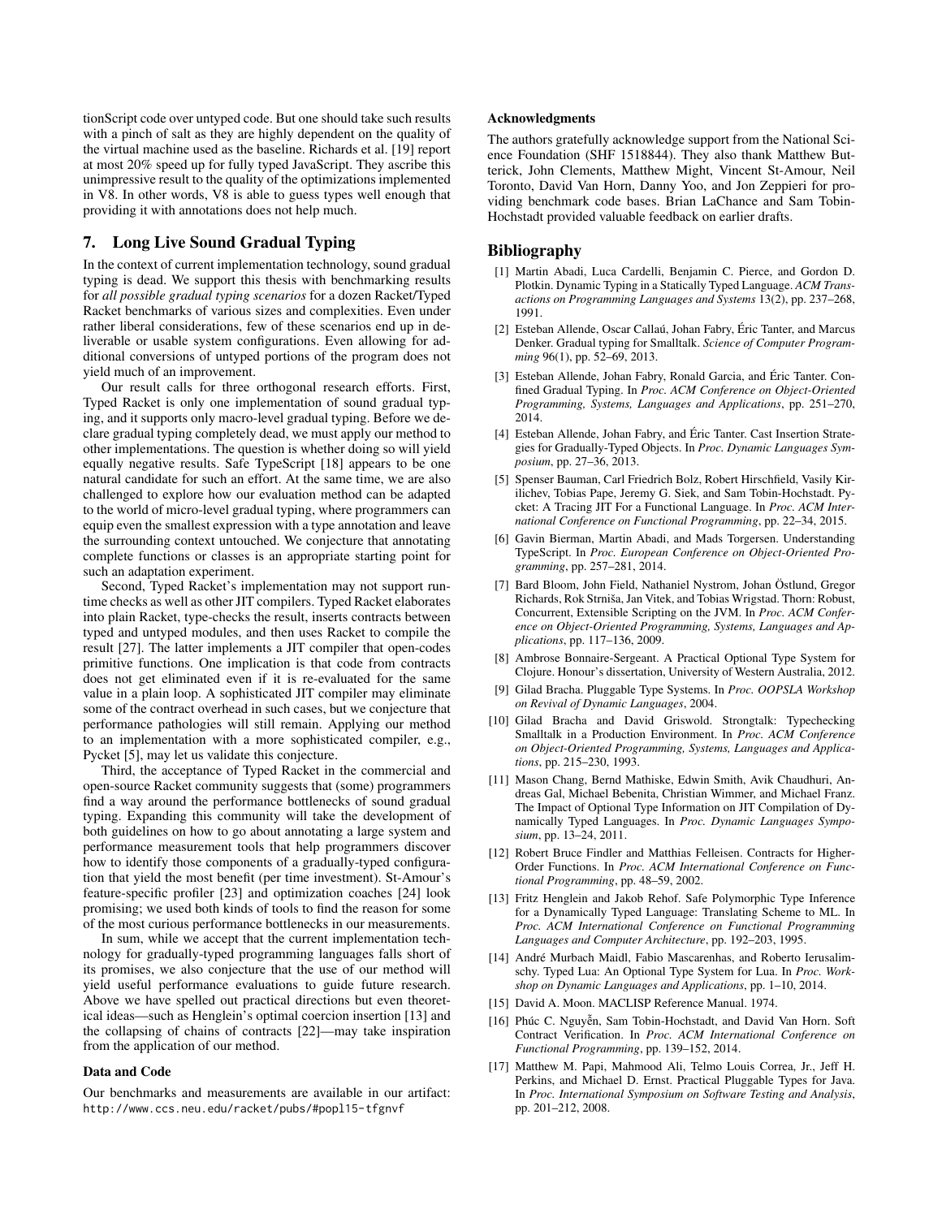tionScript code over untyped code. But one should take such results with a pinch of salt as they are highly dependent on the quality of the virtual machine used as the baseline. Richards et al. [19] report at most 20% speed up for fully typed JavaScript. They ascribe this unimpressive result to the quality of the optimizations implemented in V8. In other words, V8 is able to guess types well enough that providing it with annotations does not help much.

## 7. Long Live Sound Gradual Typing

In the context of current implementation technology, sound gradual typing is dead. We support this thesis with benchmarking results for *all possible gradual typing scenarios* for a dozen Racket/Typed Racket benchmarks of various sizes and complexities. Even under rather liberal considerations, few of these scenarios end up in deliverable or usable system configurations. Even allowing for additional conversions of untyped portions of the program does not yield much of an improvement.

Our result calls for three orthogonal research efforts. First, Typed Racket is only one implementation of sound gradual typing, and it supports only macro-level gradual typing. Before we declare gradual typing completely dead, we must apply our method to other implementations. The question is whether doing so will yield equally negative results. Safe TypeScript [18] appears to be one natural candidate for such an effort. At the same time, we are also challenged to explore how our evaluation method can be adapted to the world of micro-level gradual typing, where programmers can equip even the smallest expression with a type annotation and leave the surrounding context untouched. We conjecture that annotating complete functions or classes is an appropriate starting point for such an adaptation experiment.

Second, Typed Racket's implementation may not support runtime checks as well as other JIT compilers. Typed Racket elaborates into plain Racket, type-checks the result, inserts contracts between typed and untyped modules, and then uses Racket to compile the result [27]. The latter implements a JIT compiler that open-codes primitive functions. One implication is that code from contracts does not get eliminated even if it is re-evaluated for the same value in a plain loop. A sophisticated JIT compiler may eliminate some of the contract overhead in such cases, but we conjecture that performance pathologies will still remain. Applying our method to an implementation with a more sophisticated compiler, e.g., Pycket [5], may let us validate this conjecture.

Third, the acceptance of Typed Racket in the commercial and open-source Racket community suggests that (some) programmers find a way around the performance bottlenecks of sound gradual typing. Expanding this community will take the development of both guidelines on how to go about annotating a large system and performance measurement tools that help programmers discover how to identify those components of a gradually-typed configuration that yield the most benefit (per time investment). St-Amour's feature-specific profiler [23] and optimization coaches [24] look promising; we used both kinds of tools to find the reason for some of the most curious performance bottlenecks in our measurements.

In sum, while we accept that the current implementation technology for gradually-typed programming languages falls short of its promises, we also conjecture that the use of our method will yield useful performance evaluations to guide future research. Above we have spelled out practical directions but even theoretical ideas—such as Henglein's optimal coercion insertion [13] and the collapsing of chains of contracts [22]—may take inspiration from the application of our method.

### Data and Code

Our benchmarks and measurements are available in our artifact: `http://www.ccs.neu.edu/racket/pubs/#popl15-tfgnvf`

### Acknowledgments

The authors gratefully acknowledge support from the National Science Foundation (SHF 1518844). They also thank Matthew Butterick, John Clements, Matthew Might, Vincent St-Amour, Neil Toronto, David Van Horn, Danny Yoo, and Jon Zeppieri for providing benchmark code bases. Brian LaChance and Sam Tobin-Hochstadt provided valuable feedback on earlier drafts.

## Bibliography

[1] Martin Abadi, Luca Cardelli, Benjamin C. Pierce, and Gordon D. Plotkin. Dynamic Typing in a Statically Typed Language. *ACM Transactions on Programming Languages and Systems* 13(2), pp. 237–268, 1991.

[2] Esteban Allende, Oscar Callaú, Johan Fabry, Éric Tanter, and Marcus Denker. Gradual typing for Smalltalk. *Science of Computer Programming* 96(1), pp. 52–69, 2013.

[3] Esteban Allende, Johan Fabry, Ronald Garcia, and Éric Tanter. Confined Gradual Typing. In *Proc. ACM Conference on Object-Oriented Programming, Systems, Languages and Applications*, pp. 251–270, 2014.

[4] Esteban Allende, Johan Fabry, and Éric Tanter. Cast Insertion Strategies for Gradually-Typed Objects. In *Proc. Dynamic Languages Symposium*, pp. 27–36, 2013.

[5] Spenser Bauman, Carl Friedrich Bolz, Robert Hirschfield, Vasily Kirilichev, Tobias Pape, Jeremy G. Siek, and Sam Tobin-Hochstadt. Pycket: A Tracing JIT For a Functional Language. In *Proc. ACM International Conference on Functional Programming*, pp. 22–34, 2015.

[6] Gavin Bierman, Martin Abadi, and Mads Torgersen. Understanding TypeScript. In *Proc. European Conference on Object-Oriented Programming*, pp. 257–281, 2014.

[7] Bard Bloom, John Field, Nathaniel Nystrom, Johan Östlund, Gregor Richards, Rok Strniša, Jan Vitek, and Tobias Wrigstad. Thorn: Robust, Concurrent, Extensible Scripting on the JVM. In *Proc. ACM Conference on Object-Oriented Programming, Systems, Languages and Applications*, pp. 117–136, 2009.

[8] Ambrose Bonnaire-Sergeant. A Practical Optional Type System for Clojure. Honour's dissertation, University of Western Australia, 2012.

[9] Gilad Bracha. Pluggable Type Systems. In *Proc. OOPSLA Workshop on Revival of Dynamic Languages*, 2004.

[10] Gilad Bracha and David Griswold. Strongtalk: Typechecking Smalltalk in a Production Environment. In *Proc. ACM Conference on Object-Oriented Programming, Systems, Languages and Applications*, pp. 215–230, 1993.

[11] Mason Chang, Bernd Mathiske, Edwin Smith, Avik Chaudhuri, Andreas Gal, Michael Bebenita, Christian Wimmer, and Michael Franz. The Impact of Optional Type Information on JIT Compilation of Dynamically Typed Languages. In *Proc. Dynamic Languages Symposium*, pp. 13–24, 2011.

[12] Robert Bruce Findler and Matthias Felleisen. Contracts for Higher-Order Functions. In *Proc. ACM International Conference on Functional Programming*, pp. 48–59, 2002.

[13] Fritz Henglein and Jakob Rehof. Safe Polymorphic Type Inference for a Dynamically Typed Language: Translating Scheme to ML. In *Proc. ACM International Conference on Functional Programming Languages and Computer Architecture*, pp. 192–203, 1995.

[14] André Murbach Maidl, Fabio Mascarenhas, and Roberto Ierusalimschy. Typed Lua: An Optional Type System for Lua. In *Proc. Workshop on Dynamic Languages and Applications*, pp. 1–10, 2014.

[15] David A. Moon. MACLISP Reference Manual. 1974.

[16] Phúc C. Nguyễn, Sam Tobin-Hochstadt, and David Van Horn. Soft Contract Verification. In *Proc. ACM International Conference on Functional Programming*, pp. 139–152, 2014.

[17] Matthew M. Papi, Mahmood Ali, Telmo Louis Correa, Jr., Jeff H. Perkins, and Michael D. Ernst. Practical Pluggable Types for Java. In *Proc. International Symposium on Software Testing and Analysis*, pp. 201–212, 2008.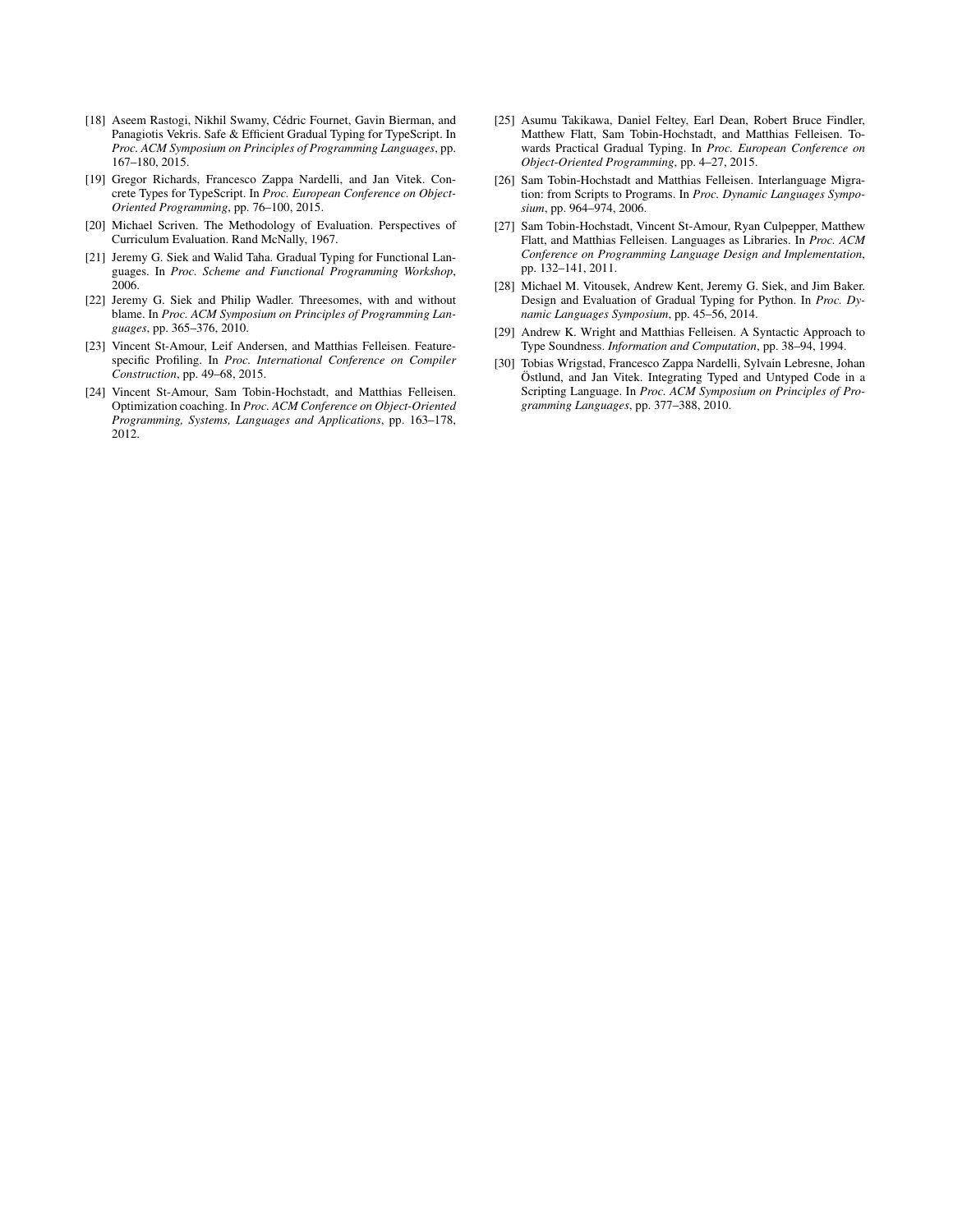[18] Aseem Rastogi, Nikhil Swamy, Cédric Fournet, Gavin Bierman, and Panagiotis Vekris. Safe & Efficient Gradual Typing for TypeScript. In *Proc. ACM Symposium on Principles of Programming Languages*, pp. 167–180, 2015.

[19] Gregor Richards, Francesco Zappa Nardelli, and Jan Vitek. Concrete Types for TypeScript. In *Proc. European Conference on Object-Oriented Programming*, pp. 76–100, 2015.

[20] Michael Scriven. The Methodology of Evaluation. Perspectives of Curriculum Evaluation. Rand McNally, 1967.

[21] Jeremy G. Siek and Walid Taha. Gradual Typing for Functional Languages. In *Proc. Scheme and Functional Programming Workshop*, 2006.

[22] Jeremy G. Siek and Philip Wadler. Threesomes, with and without blame. In *Proc. ACM Symposium on Principles of Programming Languages*, pp. 365–376, 2010.

[23] Vincent St-Amour, Leif Andersen, and Matthias Felleisen. Feature-specific Profiling. In *Proc. International Conference on Compiler Construction*, pp. 49–68, 2015.

[24] Vincent St-Amour, Sam Tobin-Hochstadt, and Matthias Felleisen. Optimization coaching. In *Proc. ACM Conference on Object-Oriented Programming, Systems, Languages and Applications*, pp. 163–178, 2012.

[25] Asumu Takikawa, Daniel Feltey, Earl Dean, Robert Bruce Findler, Matthew Flatt, Sam Tobin-Hochstadt, and Matthias Felleisen. Towards Practical Gradual Typing. In *Proc. European Conference on Object-Oriented Programming*, pp. 4–27, 2015.

[26] Sam Tobin-Hochstadt and Matthias Felleisen. Interlanguage Migration: from Scripts to Programs. In *Proc. Dynamic Languages Symposium*, pp. 964–974, 2006.

[27] Sam Tobin-Hochstadt, Vincent St-Amour, Ryan Culpepper, Matthew Flatt, and Matthias Felleisen. Languages as Libraries. In *Proc. ACM Conference on Programming Language Design and Implementation*, pp. 132–141, 2011.

[28] Michael M. Vitousek, Andrew Kent, Jeremy G. Siek, and Jim Baker. Design and Evaluation of Gradual Typing for Python. In *Proc. Dynamic Languages Symposium*, pp. 45–56, 2014.

[29] Andrew K. Wright and Matthias Felleisen. A Syntactic Approach to Type Soundness. *Information and Computation*, pp. 38–94, 1994.

[30] Tobias Wrigstad, Francesco Zappa Nardelli, Sylvain Lebresne, Johan Östlund, and Jan Vitek. Integrating Typed and Untyped Code in a Scripting Language. In *Proc. ACM Symposium on Principles of Programming Languages*, pp. 377–388, 2010.